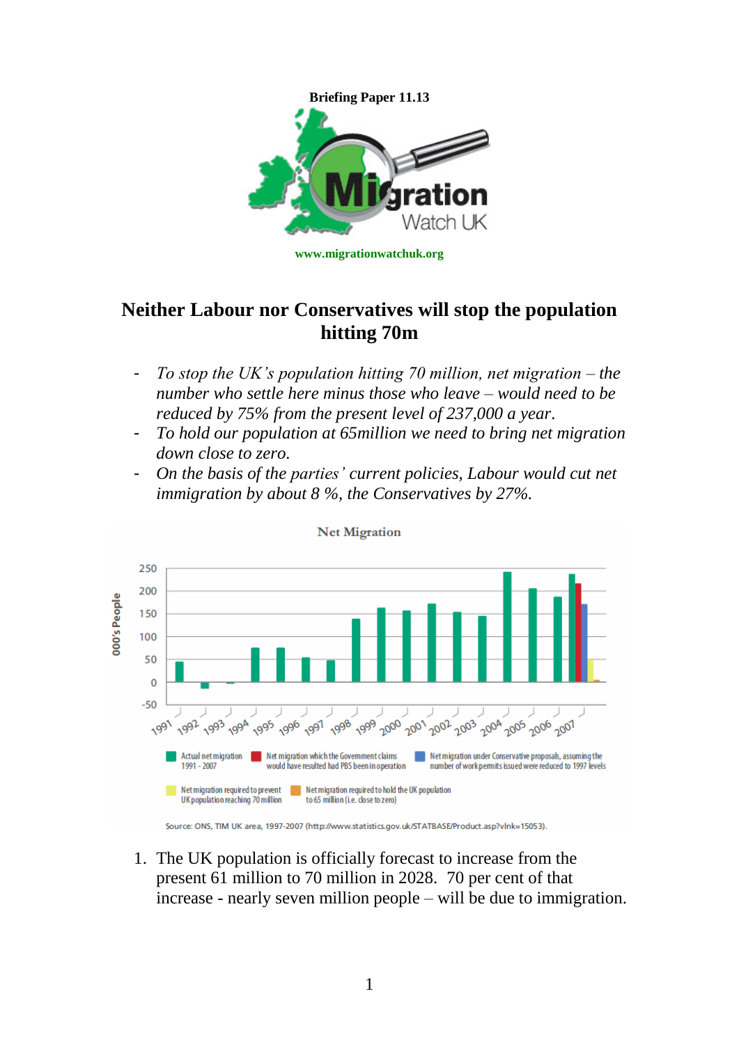**Briefing Paper 11.13**

www.migrationwatchuk.org

## Neither Labour nor Conservatives will stop the population hitting 70m

- *To stop the UK's population hitting 70 million, net migration – the number who settle here minus those who leave – would need to be reduced by 75% from the present level of 237,000 a year.*
- *To hold our population at 65million we need to bring net migration down close to zero.*
- *On the basis of the parties' current policies, Labour would cut net immigration by about 8 %, the Conservatives by 27%.*

Net Migration

Source: ONS, TIM UK area, 1997-2007 (http://www.statistics.gov.uk/STATBASE/Product.asp?vlnk=15053).

1. The UK population is officially forecast to increase from the present 61 million to 70 million in 2028. 70 per cent of that increase - nearly seven million people – will be due to immigration.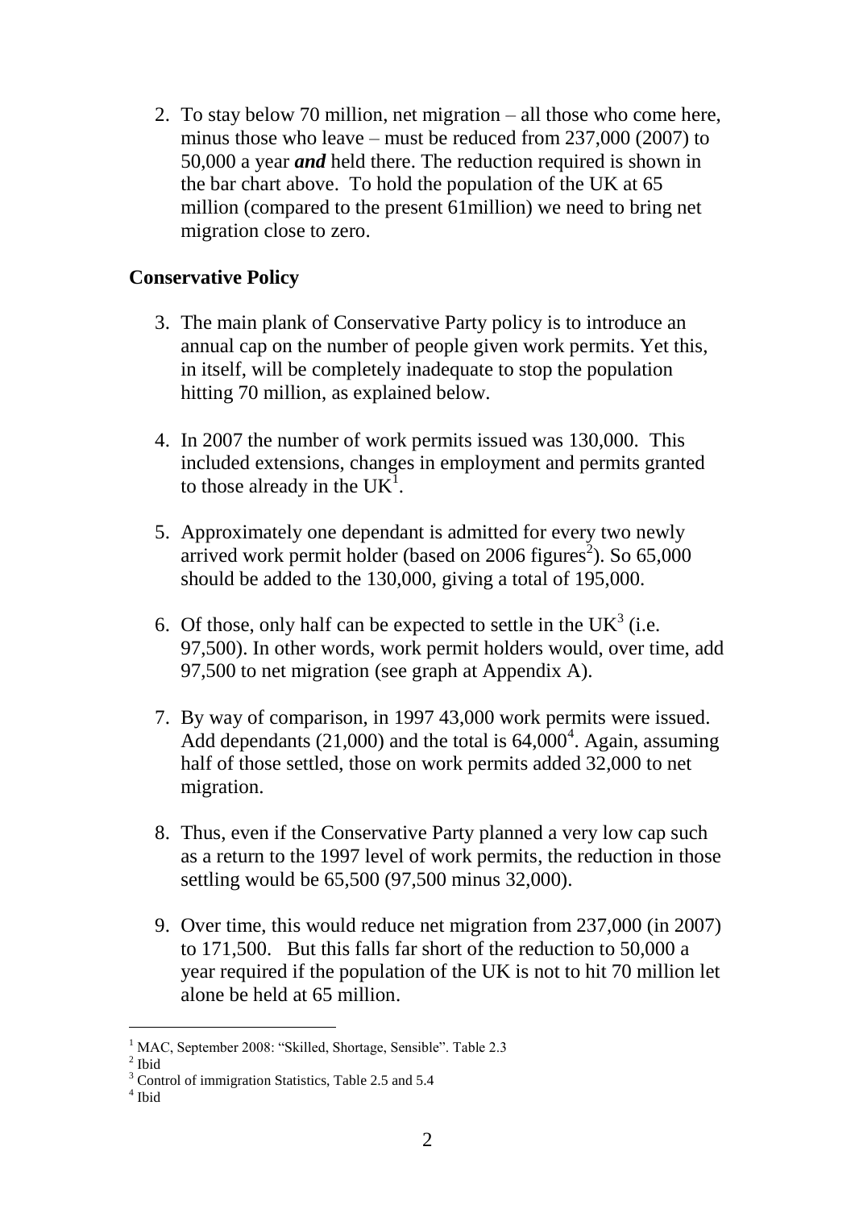2. To stay below 70 million, net migration – all those who come here, minus those who leave – must be reduced from 237,000 (2007) to 50,000 a year ***and*** held there. The reduction required is shown in the bar chart above. To hold the population of the UK at 65 million (compared to the present 61million) we need to bring net migration close to zero.

**Conservative Policy**

3. The main plank of Conservative Party policy is to introduce an annual cap on the number of people given work permits. Yet this, in itself, will be completely inadequate to stop the population hitting 70 million, as explained below.

4. In 2007 the number of work permits issued was 130,000. This included extensions, changes in employment and permits granted to those already in the UK[1].

5. Approximately one dependant is admitted for every two newly arrived work permit holder (based on 2006 figures[2]). So 65,000 should be added to the 130,000, giving a total of 195,000.

6. Of those, only half can be expected to settle in the UK[3] (i.e. 97,500). In other words, work permit holders would, over time, add 97,500 to net migration (see graph at Appendix A).

7. By way of comparison, in 1997 43,000 work permits were issued. Add dependants (21,000) and the total is 64,000[4]. Again, assuming half of those settled, those on work permits added 32,000 to net migration.

8. Thus, even if the Conservative Party planned a very low cap such as a return to the 1997 level of work permits, the reduction in those settling would be 65,500 (97,500 minus 32,000).

9. Over time, this would reduce net migration from 237,000 (in 2007) to 171,500. But this falls far short of the reduction to 50,000 a year required if the population of the UK is not to hit 70 million let alone be held at 65 million.

---

[1] MAC, September 2008: "Skilled, Shortage, Sensible". Table 2.3

[2] Ibid

[3] Control of immigration Statistics, Table 2.5 and 5.4

[4] Ibid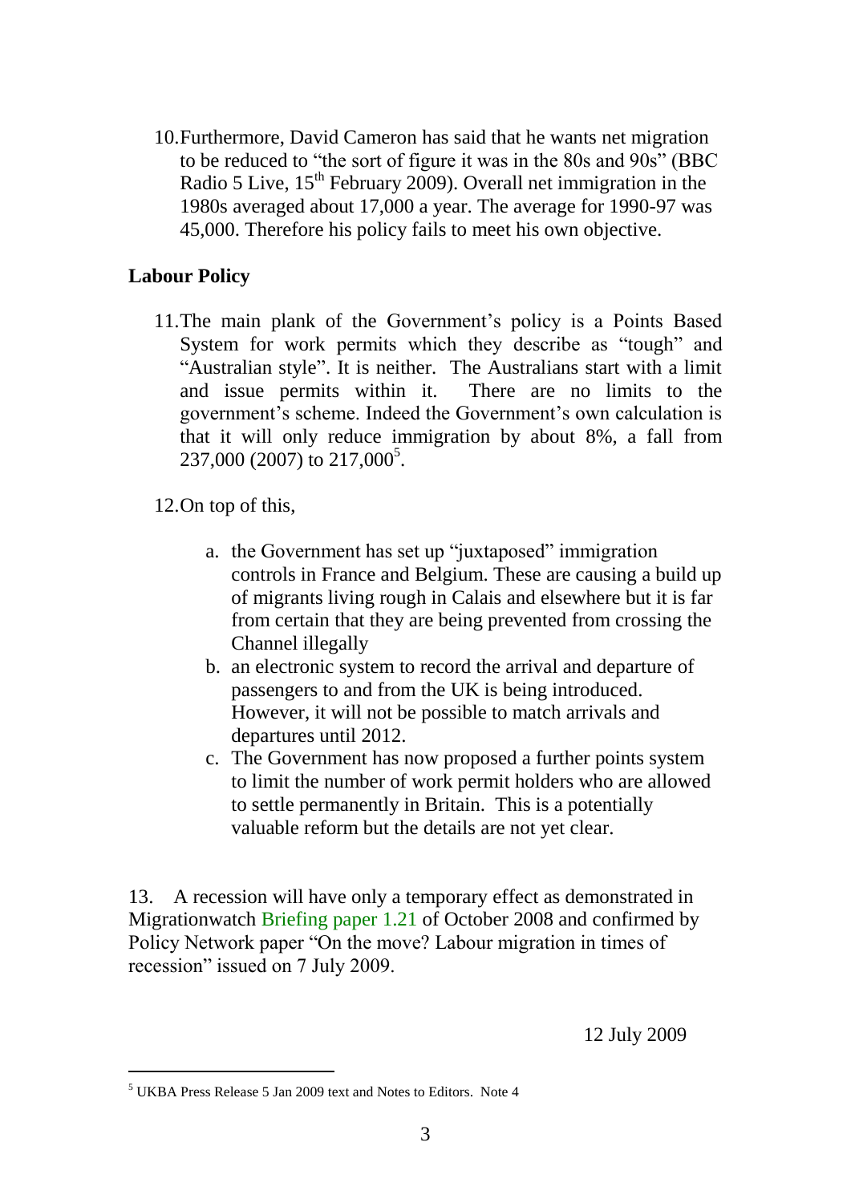10. Furthermore, David Cameron has said that he wants net migration to be reduced to "the sort of figure it was in the 80s and 90s" (BBC Radio 5 Live, 15th February 2009). Overall net immigration in the 1980s averaged about 17,000 a year. The average for 1990-97 was 45,000. Therefore his policy fails to meet his own objective.

**Labour Policy**

11. The main plank of the Government's policy is a Points Based System for work permits which they describe as "tough" and "Australian style". It is neither. The Australians start with a limit and issue permits within it. There are no limits to the government's scheme. Indeed the Government's own calculation is that it will only reduce immigration by about 8%, a fall from 237,000 (2007) to 217,000[5].

12. On top of this,

   a. the Government has set up "juxtaposed" immigration controls in France and Belgium. These are causing a build up of migrants living rough in Calais and elsewhere but it is far from certain that they are being prevented from crossing the Channel illegally
   b. an electronic system to record the arrival and departure of passengers to and from the UK is being introduced. However, it will not be possible to match arrivals and departures until 2012.
   c. The Government has now proposed a further points system to limit the number of work permit holders who are allowed to settle permanently in Britain. This is a potentially valuable reform but the details are not yet clear.

13. A recession will have only a temporary effect as demonstrated in Migrationwatch Briefing paper 1.21 of October 2008 and confirmed by Policy Network paper "On the move? Labour migration in times of recession" issued on 7 July 2009.

12 July 2009

---

[5] UKBA Press Release 5 Jan 2009 text and Notes to Editors. Note 4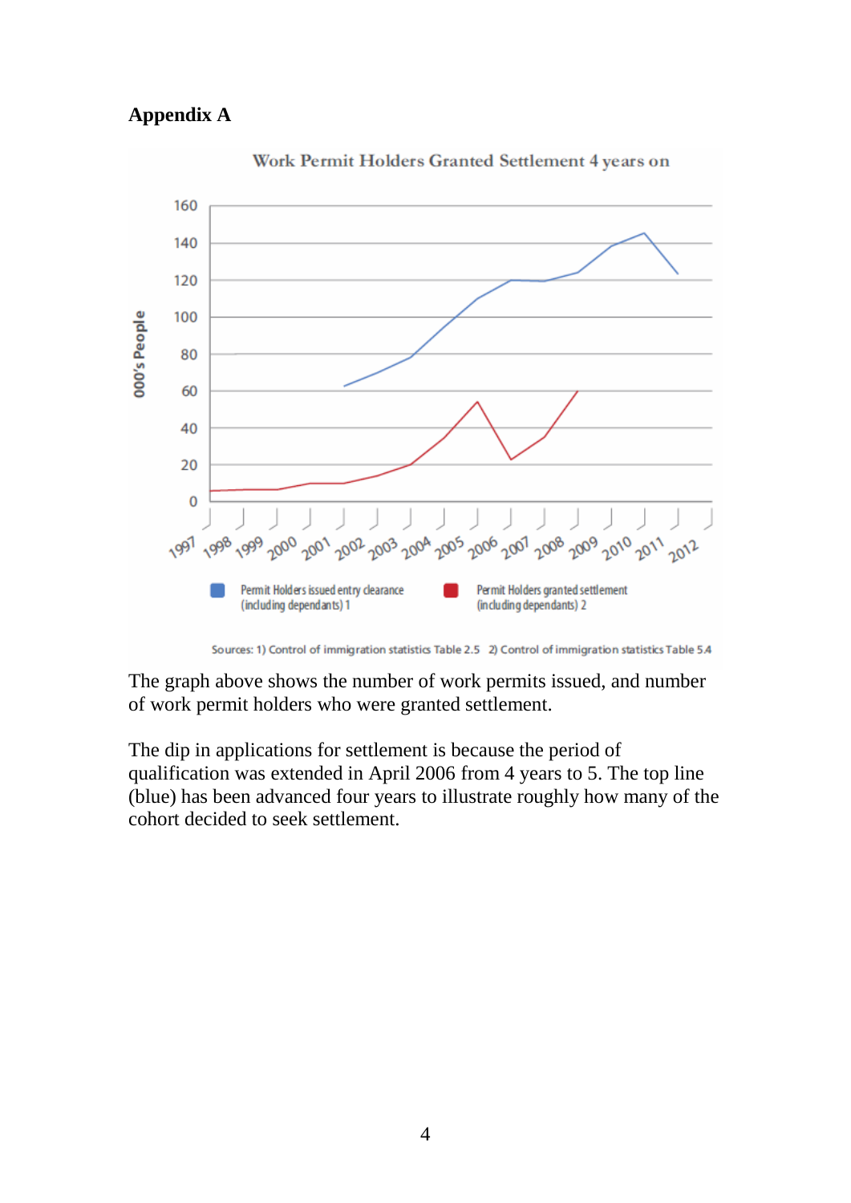## Appendix A

Work Permit Holders Granted Settlement 4 years on

000's People

160
140
120
100
80
60
40
20
0

1997 1998 1999 2000 2001 2002 2003 2004 2005 2006 2007 2008 2009 2010 2011 2012

Permit Holders issued entry clearance (including dependants) 1

Permit Holders granted settlement (including dependants) 2

Sources: 1) Control of immigration statistics Table 2.5 2) Control of immigration statistics Table 5.4

The graph above shows the number of work permits issued, and number of work permit holders who were granted settlement.

The dip in applications for settlement is because the period of qualification was extended in April 2006 from 4 years to 5. The top line (blue) has been advanced four years to illustrate roughly how many of the cohort decided to seek settlement.